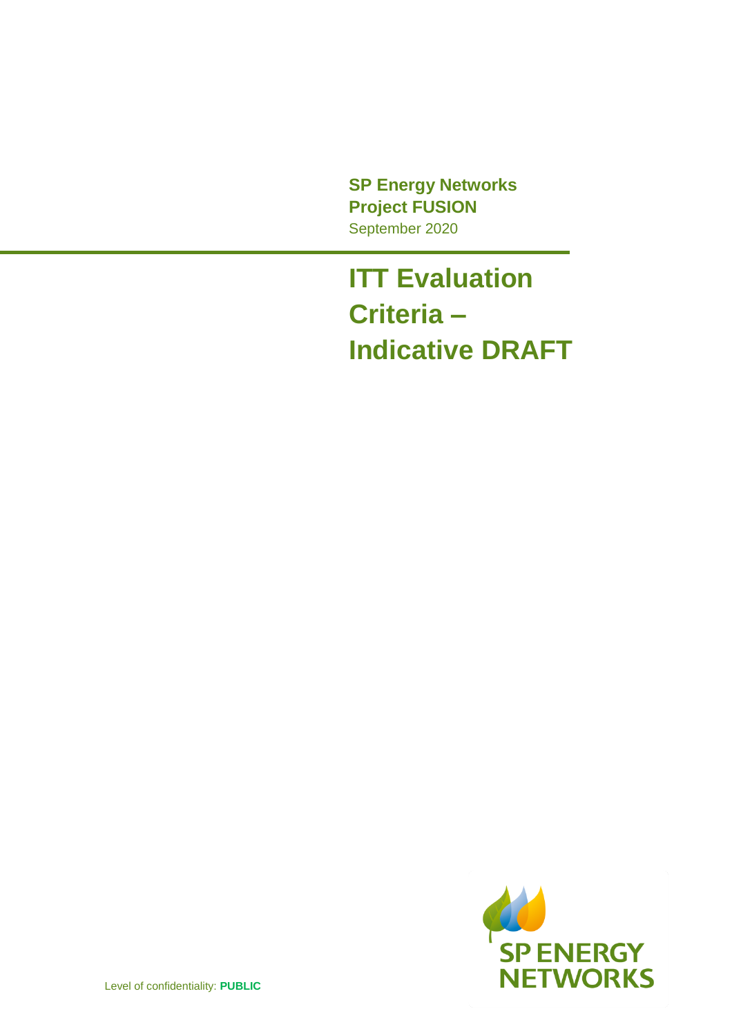**SP Energy Networks**
**Project FUSION**
September 2020

# ITT Evaluation Criteria – Indicative DRAFT

SP ENERGY NETWORKS

Level of confidentiality: **PUBLIC**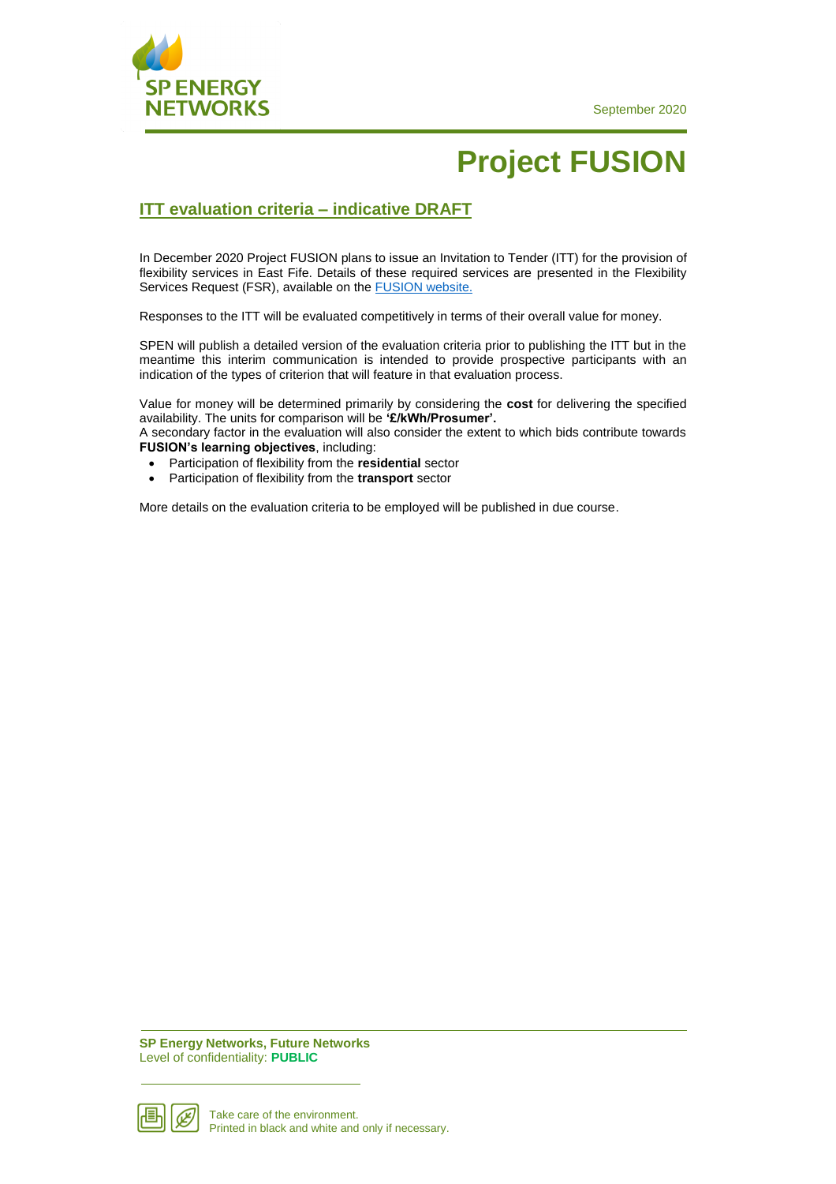# Project FUSION

## ITT evaluation criteria – indicative DRAFT

In December 2020 Project FUSION plans to issue an Invitation to Tender (ITT) for the provision of flexibility services in East Fife. Details of these required services are presented in the Flexibility Services Request (FSR), available on the FUSION website.

Responses to the ITT will be evaluated competitively in terms of their overall value for money.

SPEN will publish a detailed version of the evaluation criteria prior to publishing the ITT but in the meantime this interim communication is intended to provide prospective participants with an indication of the types of criterion that will feature in that evaluation process.

Value for money will be determined primarily by considering the **cost** for delivering the specified availability. The units for comparison will be **'£/kWh/Prosumer'.**

A secondary factor in the evaluation will also consider the extent to which bids contribute towards **FUSION's learning objectives**, including:

- Participation of flexibility from the **residential** sector
- Participation of flexibility from the **transport** sector

More details on the evaluation criteria to be employed will be published in due course.

**SP Energy Networks, Future Networks**
Level of confidentiality: **PUBLIC**

Take care of the environment.
Printed in black and white and only if necessary.